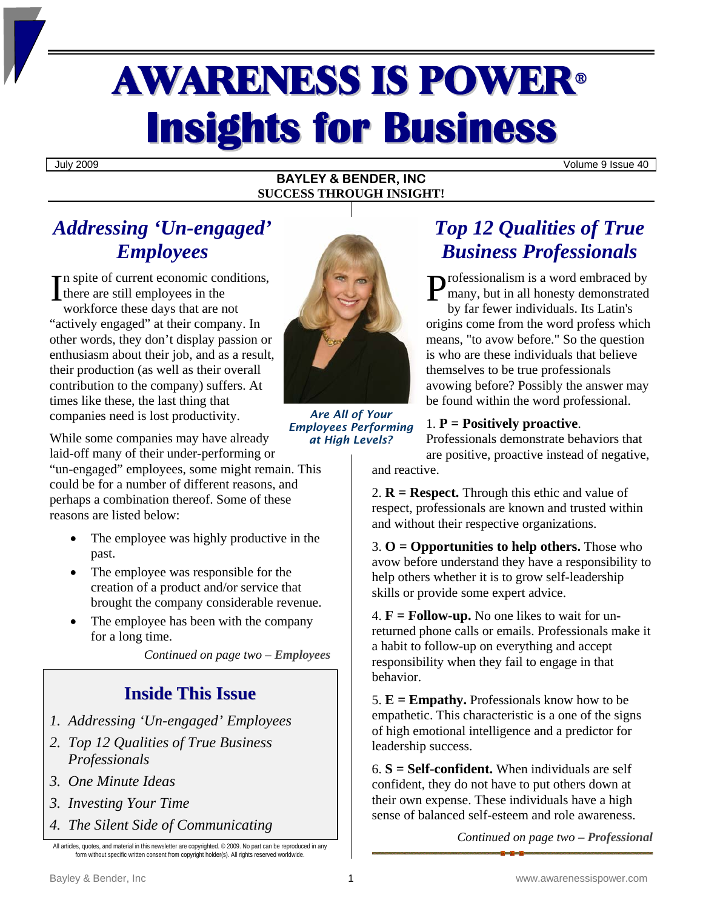# AWARENESS IS POWER®
# Insights for Business

July 2009 | Volume 9 Issue 40

**BAYLEY & BENDER, INC**
**SUCCESS THROUGH INSIGHT!**

## *Addressing 'Un-engaged' Employees*

In spite of current economic conditions, there are still employees in the workforce these days that are not "actively engaged" at their company. In other words, they don't display passion or enthusiasm about their job, and as a result, their production (as well as their overall contribution to the company) suffers. At times like these, the last thing that companies need is lost productivity.

While some companies may have already laid-off many of their under-performing or "un-engaged" employees, some might remain. This could be for a number of different reasons, and perhaps a combination thereof. Some of these reasons are listed below:

- The employee was highly productive in the past.
- The employee was responsible for the creation of a product and/or service that brought the company considerable revenue.
- The employee has been with the company for a long time.

*Continued on page two – **Employees***

*Are All of Your Employees Performing at High Levels?*

### Inside This Issue

1. *Addressing 'Un-engaged' Employees*
2. *Top 12 Qualities of True Business Professionals*
3. *One Minute Ideas*
3. *Investing Your Time*
4. *The Silent Side of Communicating*

All articles, quotes, and material in this newsletter are copyrighted. © 2009. No part can be reproduced in any form without specific written consent from copyright holder(s). All rights reserved worldwide.

## *Top 12 Qualities of True Business Professionals*

Professionalism is a word embraced by many, but in all honesty demonstrated by far fewer individuals. Its Latin's origins come from the word profess which means, "to avow before." So the question is who are these individuals that believe themselves to be true professionals avowing before? Possibly the answer may be found within the word professional.

1. **P = Positively proactive**. Professionals demonstrate behaviors that are positive, proactive instead of negative, and reactive.

2. **R = Respect.** Through this ethic and value of respect, professionals are known and trusted within and without their respective organizations.

3. **O = Opportunities to help others.** Those who avow before understand they have a responsibility to help others whether it is to grow self-leadership skills or provide some expert advice.

4. **F = Follow-up.** No one likes to wait for un-returned phone calls or emails. Professionals make it a habit to follow-up on everything and accept responsibility when they fail to engage in that behavior.

5. **E = Empathy.** Professionals know how to be empathetic. This characteristic is a one of the signs of high emotional intelligence and a predictor for leadership success.

6. **S = Self-confident.** When individuals are self confident, they do not have to put others down at their own expense. These individuals have a high sense of balanced self-esteem and role awareness.

*Continued on page two – **Professional***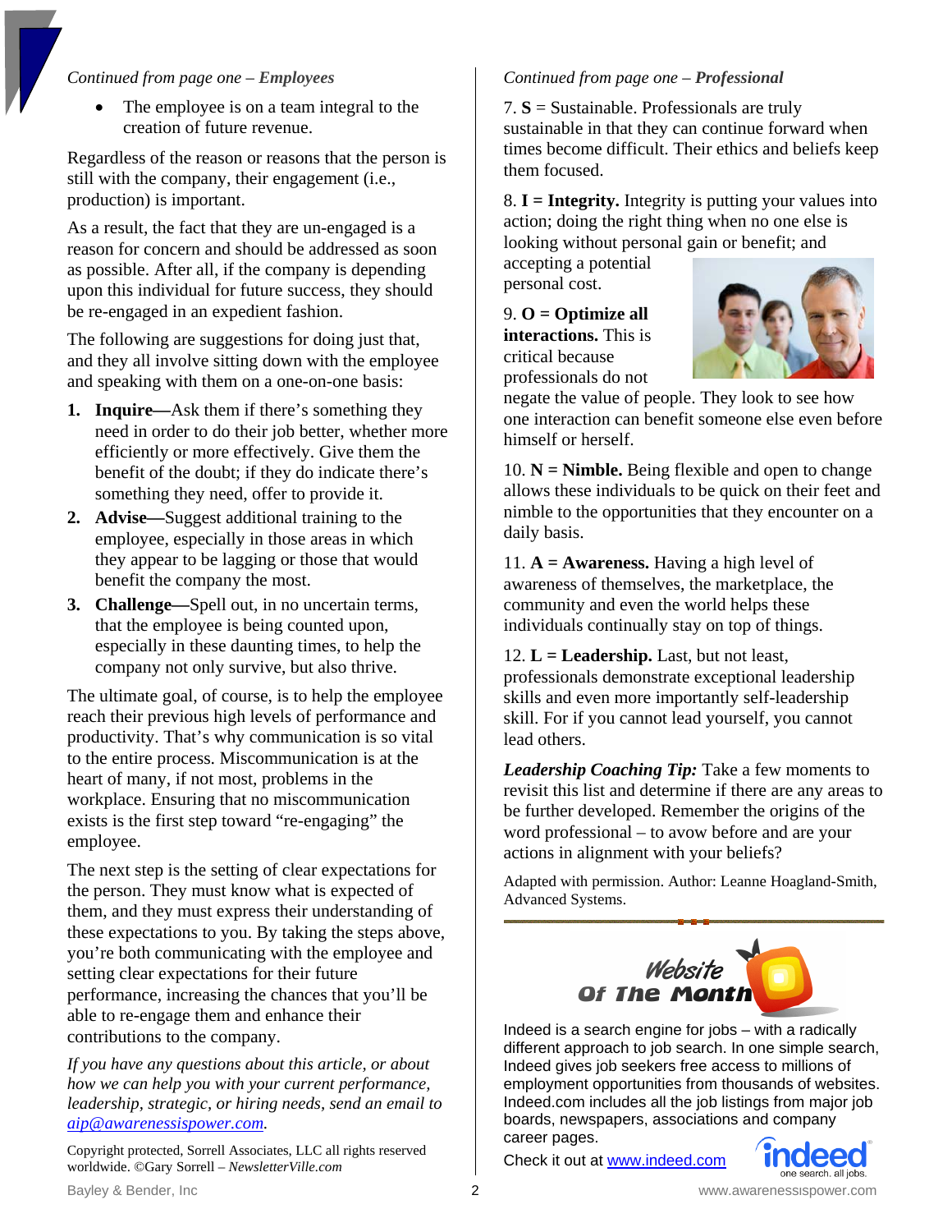*Continued from page one – **Employees***

- The employee is on a team integral to the creation of future revenue.

Regardless of the reason or reasons that the person is still with the company, their engagement (i.e., production) is important.

As a result, the fact that they are un-engaged is a reason for concern and should be addressed as soon as possible. After all, if the company is depending upon this individual for future success, they should be re-engaged in an expedient fashion.

The following are suggestions for doing just that, and they all involve sitting down with the employee and speaking with them on a one-on-one basis:

1. **Inquire—**Ask them if there's something they need in order to do their job better, whether more efficiently or more effectively. Give them the benefit of the doubt; if they do indicate there's something they need, offer to provide it.
2. **Advise—**Suggest additional training to the employee, especially in those areas in which they appear to be lagging or those that would benefit the company the most.
3. **Challenge—**Spell out, in no uncertain terms, that the employee is being counted upon, especially in these daunting times, to help the company not only survive, but also thrive.

The ultimate goal, of course, is to help the employee reach their previous high levels of performance and productivity. That's why communication is so vital to the entire process. Miscommunication is at the heart of many, if not most, problems in the workplace. Ensuring that no miscommunication exists is the first step toward "re-engaging" the employee.

The next step is the setting of clear expectations for the person. They must know what is expected of them, and they must express their understanding of these expectations to you. By taking the steps above, you're both communicating with the employee and setting clear expectations for their future performance, increasing the chances that you'll be able to re-engage them and enhance their contributions to the company.

*If you have any questions about this article, or about how we can help you with your current performance, leadership, strategic, or hiring needs, send an email to [aip@awarenessispower.com](mailto:aip@awarenessispower.com).*

Copyright protected, Sorrell Associates, LLC all rights reserved worldwide. ©Gary Sorrell – *NewsletterVille.com*

*Continued from page one – **Professional***

7. **S** = Sustainable. Professionals are truly sustainable in that they can continue forward when times become difficult. Their ethics and beliefs keep them focused.

8. **I = Integrity.** Integrity is putting your values into action; doing the right thing when no one else is looking without personal gain or benefit; and accepting a potential personal cost.

9. **O = Optimize all interactions.** This is critical because professionals do not negate the value of people. They look to see how one interaction can benefit someone else even before himself or herself.

10. **N = Nimble.** Being flexible and open to change allows these individuals to be quick on their feet and nimble to the opportunities that they encounter on a daily basis.

11. **A = Awareness.** Having a high level of awareness of themselves, the marketplace, the community and even the world helps these individuals continually stay on top of things.

12. **L = Leadership.** Last, but not least, professionals demonstrate exceptional leadership skills and even more importantly self-leadership skill. For if you cannot lead yourself, you cannot lead others.

***Leadership Coaching Tip:*** Take a few moments to revisit this list and determine if there are any areas to be further developed. Remember the origins of the word professional – to avow before and are your actions in alignment with your beliefs?

Adapted with permission. Author: Leanne Hoagland-Smith, Advanced Systems.

## Website Of The Month

Indeed is a search engine for jobs – with a radically different approach to job search. In one simple search, Indeed gives job seekers free access to millions of employment opportunities from thousands of websites. Indeed.com includes all the job listings from major job boards, newspapers, associations and company career pages.

Check it out at [www.indeed.com](http://www.indeed.com)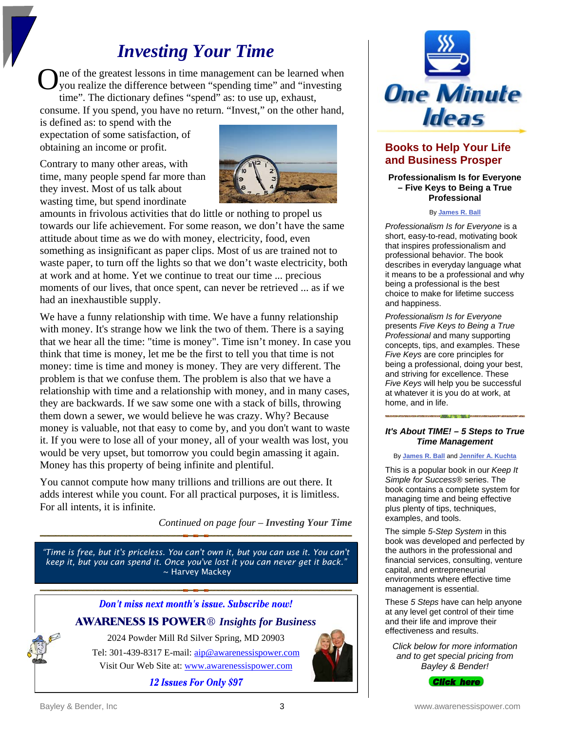# Investing Your Time

One of the greatest lessons in time management can be learned when you realize the difference between “spending time” and “investing time”. The dictionary defines “spend” as: to use up, exhaust, consume. If you spend, you have no return. “Invest,” on the other hand, is defined as: to spend with the expectation of some satisfaction, of obtaining an income or profit.

Contrary to many other areas, with time, many people spend far more than they invest. Most of us talk about wasting time, but spend inordinate amounts in frivolous activities that do little or nothing to propel us towards our life achievement. For some reason, we don’t have the same attitude about time as we do with money, electricity, food, even something as insignificant as paper clips. Most of us are trained not to waste paper, to turn off the lights so that we don’t waste electricity, both at work and at home. Yet we continue to treat our time ... precious moments of our lives, that once spent, can never be retrieved ... as if we had an inexhaustible supply.

We have a funny relationship with time. We have a funny relationship with money. It's strange how we link the two of them. There is a saying that we hear all the time: "time is money". Time isn’t money. In case you think that time is money, let me be the first to tell you that time is not money: time is time and money is money. They are very different. The problem is that we confuse them. The problem is also that we have a relationship with time and a relationship with money, and in many cases, they are backwards. If we saw some one with a stack of bills, throwing them down a sewer, we would believe he was crazy. Why? Because money is valuable, not that easy to come by, and you don't want to waste it. If you were to lose all of your money, all of your wealth was lost, you would be very upset, but tomorrow you could begin amassing it again. Money has this property of being infinite and plentiful.

You cannot compute how many trillions and trillions are out there. It adds interest while you count. For all practical purposes, it is limitless. For all intents, it is infinite.

*Continued on page four – **Investing Your Time***

> *“Time is free, but it's priceless. You can't own it, but you can use it. You can't keep it, but you can spend it. Once you've lost it you can never get it back.”*
> ~ Harvey Mackey

***Don't miss next month's issue. Subscribe now!***

**AWARENESS IS POWER**® ***Insights for Business***

2024 Powder Mill Rd Silver Spring, MD 20903

Tel: 301-439-8317 E-mail: aip@awarenessispower.com

Visit Our Web Site at: www.awarenessispower.com

***12 Issues For Only $97***

# One Minute Ideas

## Books to Help Your Life and Business Prosper

### Professionalism Is for Everyone – Five Keys to Being a True Professional

By James R. Ball

*Professionalism Is for Everyone* is a short, easy-to-read, motivating book that inspires professionalism and professional behavior. The book describes in everyday language what it means to be a professional and why being a professional is the best choice to make for lifetime success and happiness.

*Professionalism Is for Everyone* presents *Five Keys to Being a True Professional* and many supporting concepts, tips, and examples. These *Five Keys* are core principles for being a professional, doing your best, and striving for excellence. These *Five Keys* will help you be successful at whatever it is you do at work, at home, and in life.

### *It's About TIME! – 5 Steps to True Time Management*

By James R. Ball and Jennifer A. Kuchta

This is a popular book in our *Keep It Simple for Success*® series. The book contains a complete system for managing time and being effective plus plenty of tips, techniques, examples, and tools.

The simple *5-Step System* in this book was developed and perfected by the authors in the professional and financial services, consulting, venture capital, and entrepreneurial environments where effective time management is essential.

These *5 Steps* have can help anyone at any level get control of their time and their life and improve their effectiveness and results.

*Click below for more information and to get special pricing from Bayley & Bender!*

**Click here**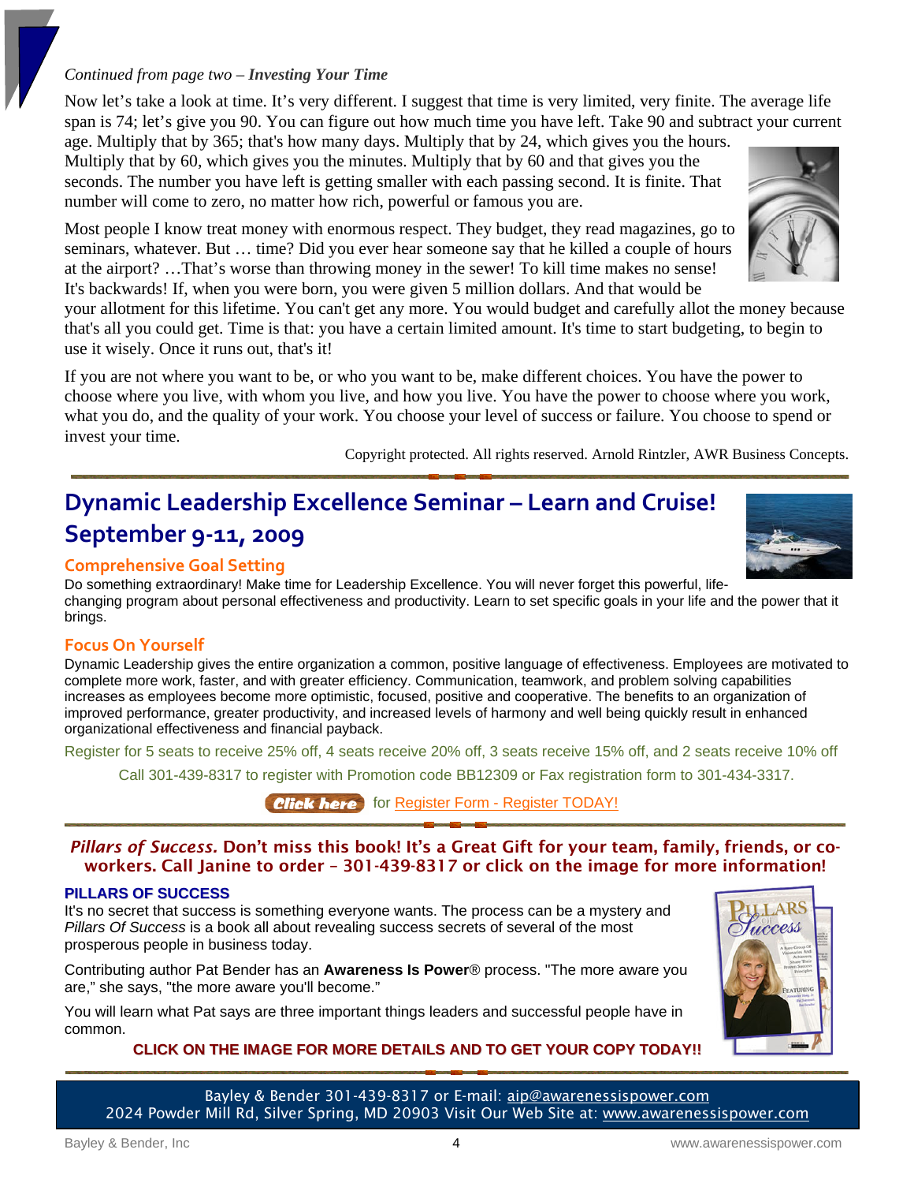*Continued from page two – **Investing Your Time***

Now let's take a look at time. It's very different. I suggest that time is very limited, very finite. The average life span is 74; let's give you 90. You can figure out how much time you have left. Take 90 and subtract your current age. Multiply that by 365; that's how many days. Multiply that by 24, which gives you the hours. Multiply that by 60, which gives you the minutes. Multiply that by 60 and that gives you the seconds. The number you have left is getting smaller with each passing second. It is finite. That number will come to zero, no matter how rich, powerful or famous you are.

Most people I know treat money with enormous respect. They budget, they read magazines, go to seminars, whatever. But … time? Did you ever hear someone say that he killed a couple of hours at the airport? …That's worse than throwing money in the sewer! To kill time makes no sense! It's backwards! If, when you were born, you were given 5 million dollars. And that would be your allotment for this lifetime. You can't get any more. You would budget and carefully allot the money because that's all you could get. Time is that: you have a certain limited amount. It's time to start budgeting, to begin to use it wisely. Once it runs out, that's it!

If you are not where you want to be, or who you want to be, make different choices. You have the power to choose where you live, with whom you live, and how you live. You have the power to choose where you work, what you do, and the quality of your work. You choose your level of success or failure. You choose to spend or invest your time.

Copyright protected. All rights reserved. Arnold Rintzler, AWR Business Concepts.

## Dynamic Leadership Excellence Seminar – Learn and Cruise! September 9-11, 2009

### Comprehensive Goal Setting

Do something extraordinary! Make time for Leadership Excellence. You will never forget this powerful, life-changing program about personal effectiveness and productivity. Learn to set specific goals in your life and the power that it brings.

### Focus On Yourself

Dynamic Leadership gives the entire organization a common, positive language of effectiveness. Employees are motivated to complete more work, faster, and with greater efficiency. Communication, teamwork, and problem solving capabilities increases as employees become more optimistic, focused, positive and cooperative. The benefits to an organization of improved performance, greater productivity, and increased levels of harmony and well being quickly result in enhanced organizational effectiveness and financial payback.

Register for 5 seats to receive 25% off, 4 seats receive 20% off, 3 seats receive 15% off, and 2 seats receive 10% off

Call 301-439-8317 to register with Promotion code BB12309 or Fax registration form to 301-434-3317.

Click here for Register Form - Register TODAY!

***Pillars of Success.* Don't miss this book! It's a Great Gift for your team, family, friends, or co-workers. Call Janine to order – 301-439-8317 or click on the image for more information!**

### PILLARS OF SUCCESS

It's no secret that success is something everyone wants. The process can be a mystery and *Pillars Of Success* is a book all about revealing success secrets of several of the most prosperous people in business today.

Contributing author Pat Bender has an **Awareness Is Power**® process. "The more aware you are," she says, "the more aware you'll become."

You will learn what Pat says are three important things leaders and successful people have in common.

**CLICK ON THE IMAGE FOR MORE DETAILS AND TO GET YOUR COPY TODAY!!**

Bayley & Bender 301-439-8317 or E-mail: aip@awarenessispower.com
2024 Powder Mill Rd, Silver Spring, MD 20903 Visit Our Web Site at: www.awarenessispower.com